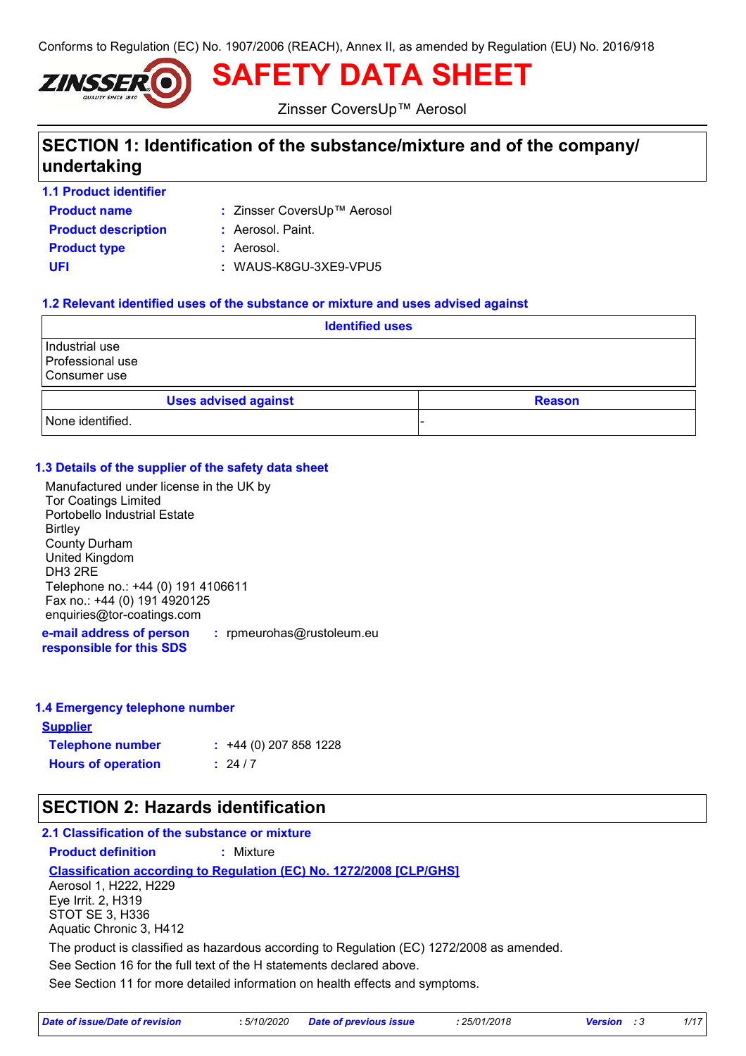Conforms to Regulation (EC) No. 1907/2006 (REACH), Annex II, as amended by Regulation (EU) No. 2016/918

# SAFETY DATA SHEET

Zinsser CoversUp™ Aerosol

## SECTION 1: Identification of the substance/mixture and of the company/ undertaking

### 1.1 Product identifier

**Product name** : Zinsser CoversUp™ Aerosol

**Product description** : Aerosol. Paint.

**Product type** : Aerosol.

**UFI** : WAUS-K8GU-3XE9-VPU5

### 1.2 Relevant identified uses of the substance or mixture and uses advised against

| Identified uses |
|---|
| Industrial use<br>Professional use<br>Consumer use |

| Uses advised against | Reason |
|---|---|
| None identified. | - |

### 1.3 Details of the supplier of the safety data sheet

Manufactured under license in the UK by
Tor Coatings Limited
Portobello Industrial Estate
Birtley
County Durham
United Kingdom
DH3 2RE
Telephone no.: +44 (0) 191 4106611
Fax no.: +44 (0) 191 4920125
enquiries@tor-coatings.com

**e-mail address of person responsible for this SDS** : rpmeurohas@rustoleum.eu

### 1.4 Emergency telephone number

**Supplier**

**Telephone number** : +44 (0) 207 858 1228

**Hours of operation** : 24 / 7

## SECTION 2: Hazards identification

### 2.1 Classification of the substance or mixture

**Product definition** : Mixture

**Classification according to Regulation (EC) No. 1272/2008 [CLP/GHS]**

Aerosol 1, H222, H229
Eye Irrit. 2, H319
STOT SE 3, H336
Aquatic Chronic 3, H412

The product is classified as hazardous according to Regulation (EC) 1272/2008 as amended.

See Section 16 for the full text of the H statements declared above.

See Section 11 for more detailed information on health effects and symptoms.

*Date of issue/Date of revision* : 5/10/2020 *Date of previous issue* : 25/01/2018 *Version* : 3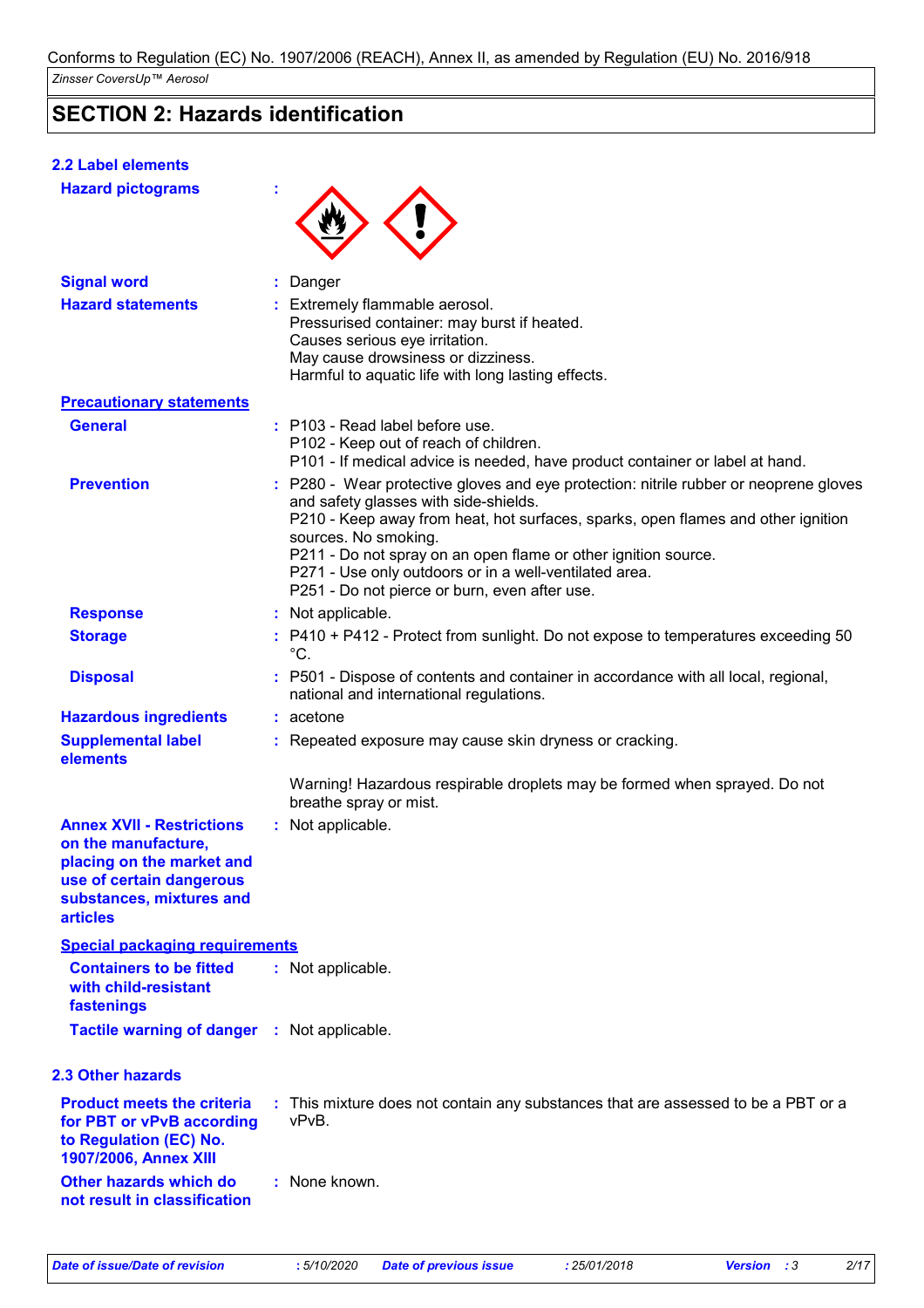## SECTION 2: Hazards identification

### 2.2 Label elements

**Hazard pictograms** :

**Signal word** : Danger

**Hazard statements** : Extremely flammable aerosol.
Pressurised container: may burst if heated.
Causes serious eye irritation.
May cause drowsiness or dizziness.
Harmful to aquatic life with long lasting effects.

**Precautionary statements**

**General** : P103 - Read label before use.
P102 - Keep out of reach of children.
P101 - If medical advice is needed, have product container or label at hand.

**Prevention** : P280 - Wear protective gloves and eye protection: nitrile rubber or neoprene gloves and safety glasses with side-shields.
P210 - Keep away from heat, hot surfaces, sparks, open flames and other ignition sources. No smoking.
P211 - Do not spray on an open flame or other ignition source.
P271 - Use only outdoors or in a well-ventilated area.
P251 - Do not pierce or burn, even after use.

**Response** : Not applicable.

**Storage** : P410 + P412 - Protect from sunlight. Do not expose to temperatures exceeding 50 °C.

**Disposal** : P501 - Dispose of contents and container in accordance with all local, regional, national and international regulations.

**Hazardous ingredients** : acetone

**Supplemental label elements** : Repeated exposure may cause skin dryness or cracking.

Warning! Hazardous respirable droplets may be formed when sprayed. Do not breathe spray or mist.

**Annex XVII - Restrictions on the manufacture, placing on the market and use of certain dangerous substances, mixtures and articles** : Not applicable.

**Special packaging requirements**

**Containers to be fitted with child-resistant fastenings** : Not applicable.

**Tactile warning of danger** : Not applicable.

### 2.3 Other hazards

**Product meets the criteria for PBT or vPvB according to Regulation (EC) No. 1907/2006, Annex XIII** : This mixture does not contain any substances that are assessed to be a PBT or a vPvB.

**Other hazards which do not result in classification** : None known.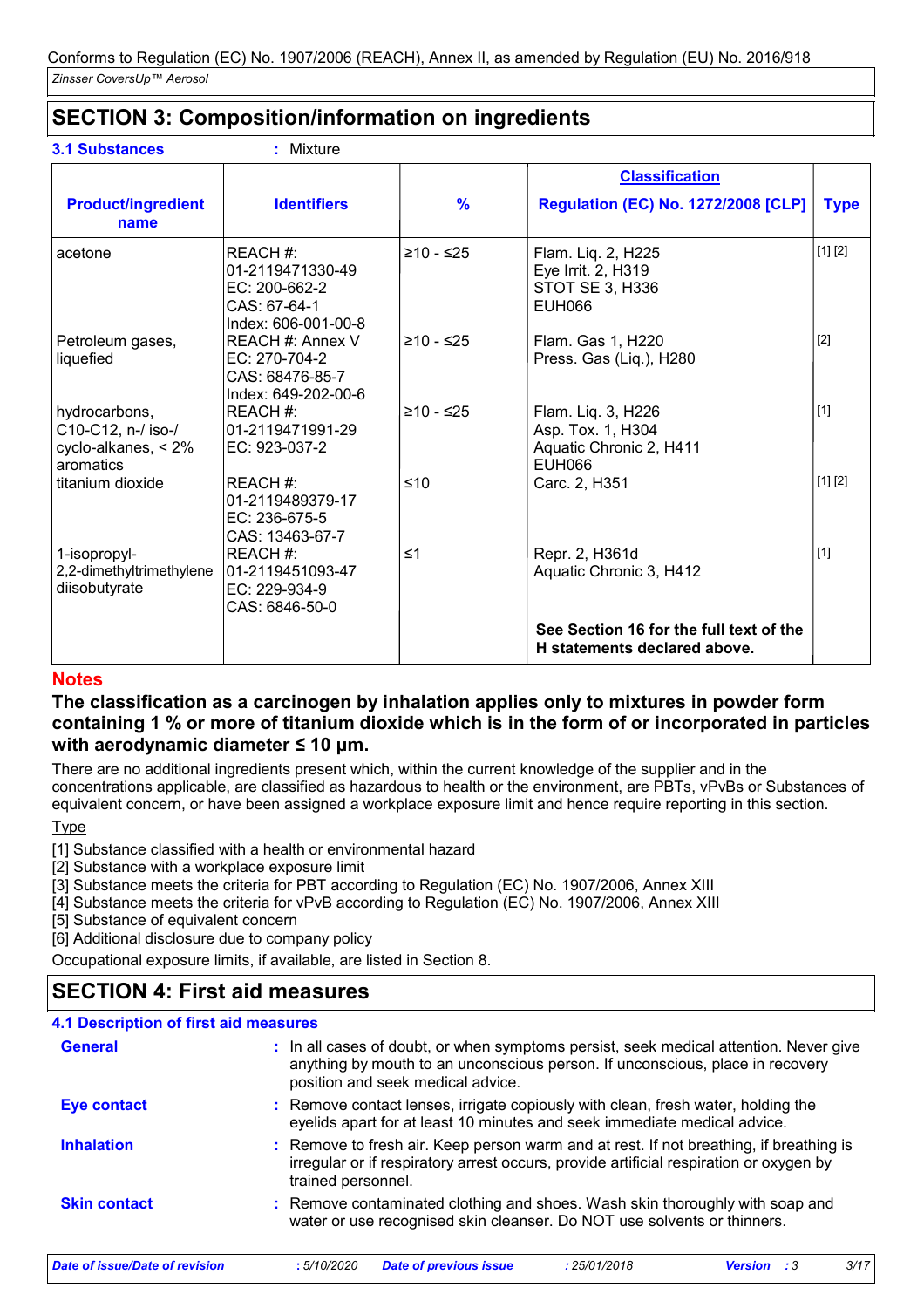Conforms to Regulation (EC) No. 1907/2006 (REACH), Annex II, as amended by Regulation (EU) No. 2016/918

*Zinsser CoversUp™ Aerosol*

## SECTION 3: Composition/information on ingredients

**3.1 Substances** : Mixture

| Product/ingredient name | Identifiers | % | Classification Regulation (EC) No. 1272/2008 [CLP] | Type |
|---|---|---|---|---|
| acetone | REACH #: 01-2119471330-49<br>EC: 200-662-2<br>CAS: 67-64-1<br>Index: 606-001-00-8 | ≥10 - ≤25 | Flam. Liq. 2, H225<br>Eye Irrit. 2, H319<br>STOT SE 3, H336<br>EUH066 | [1] [2] |
| Petroleum gases, liquefied | REACH #: Annex V<br>EC: 270-704-2<br>CAS: 68476-85-7<br>Index: 649-202-00-6 | ≥10 - ≤25 | Flam. Gas 1, H220<br>Press. Gas (Liq.), H280 | [2] |
| hydrocarbons, C10-C12, n-/ iso-/ cyclo-alkanes, < 2% aromatics | REACH #: 01-2119471991-29<br>EC: 923-037-2 | ≥10 - ≤25 | Flam. Liq. 3, H226<br>Asp. Tox. 1, H304<br>Aquatic Chronic 2, H411<br>EUH066 | [1] |
| titanium dioxide | REACH #: 01-2119489379-17<br>EC: 236-675-5<br>CAS: 13463-67-7 | ≤10 | Carc. 2, H351 | [1] [2] |
| 1-isopropyl-2,2-dimethyltrimethylene diisobutyrate | REACH #: 01-2119451093-47<br>EC: 229-934-9<br>CAS: 6846-50-0 | ≤1 | Repr. 2, H361d<br>Aquatic Chronic 3, H412 | [1] |
| | | | **See Section 16 for the full text of the H statements declared above.** | |

**Notes**

**The classification as a carcinogen by inhalation applies only to mixtures in powder form containing 1 % or more of titanium dioxide which is in the form of or incorporated in particles with aerodynamic diameter ≤ 10 μm.**

There are no additional ingredients present which, within the current knowledge of the supplier and in the concentrations applicable, are classified as hazardous to health or the environment, are PBTs, vPvBs or Substances of equivalent concern, or have been assigned a workplace exposure limit and hence require reporting in this section.

Type

[1] Substance classified with a health or environmental hazard
[2] Substance with a workplace exposure limit
[3] Substance meets the criteria for PBT according to Regulation (EC) No. 1907/2006, Annex XIII
[4] Substance meets the criteria for vPvB according to Regulation (EC) No. 1907/2006, Annex XIII
[5] Substance of equivalent concern
[6] Additional disclosure due to company policy

Occupational exposure limits, if available, are listed in Section 8.

## SECTION 4: First aid measures

### 4.1 Description of first aid measures

**General** : In all cases of doubt, or when symptoms persist, seek medical attention. Never give anything by mouth to an unconscious person. If unconscious, place in recovery position and seek medical advice.

**Eye contact** : Remove contact lenses, irrigate copiously with clean, fresh water, holding the eyelids apart for at least 10 minutes and seek immediate medical advice.

**Inhalation** : Remove to fresh air. Keep person warm and at rest. If not breathing, if breathing is irregular or if respiratory arrest occurs, provide artificial respiration or oxygen by trained personnel.

**Skin contact** : Remove contaminated clothing and shoes. Wash skin thoroughly with soap and water or use recognised skin cleanser. Do NOT use solvents or thinners.

| *Date of issue/Date of revision* | *: 5/10/2020* | *Date of previous issue* | *: 25/01/2018* | *Version : 3* |
|---|---|---|---|---|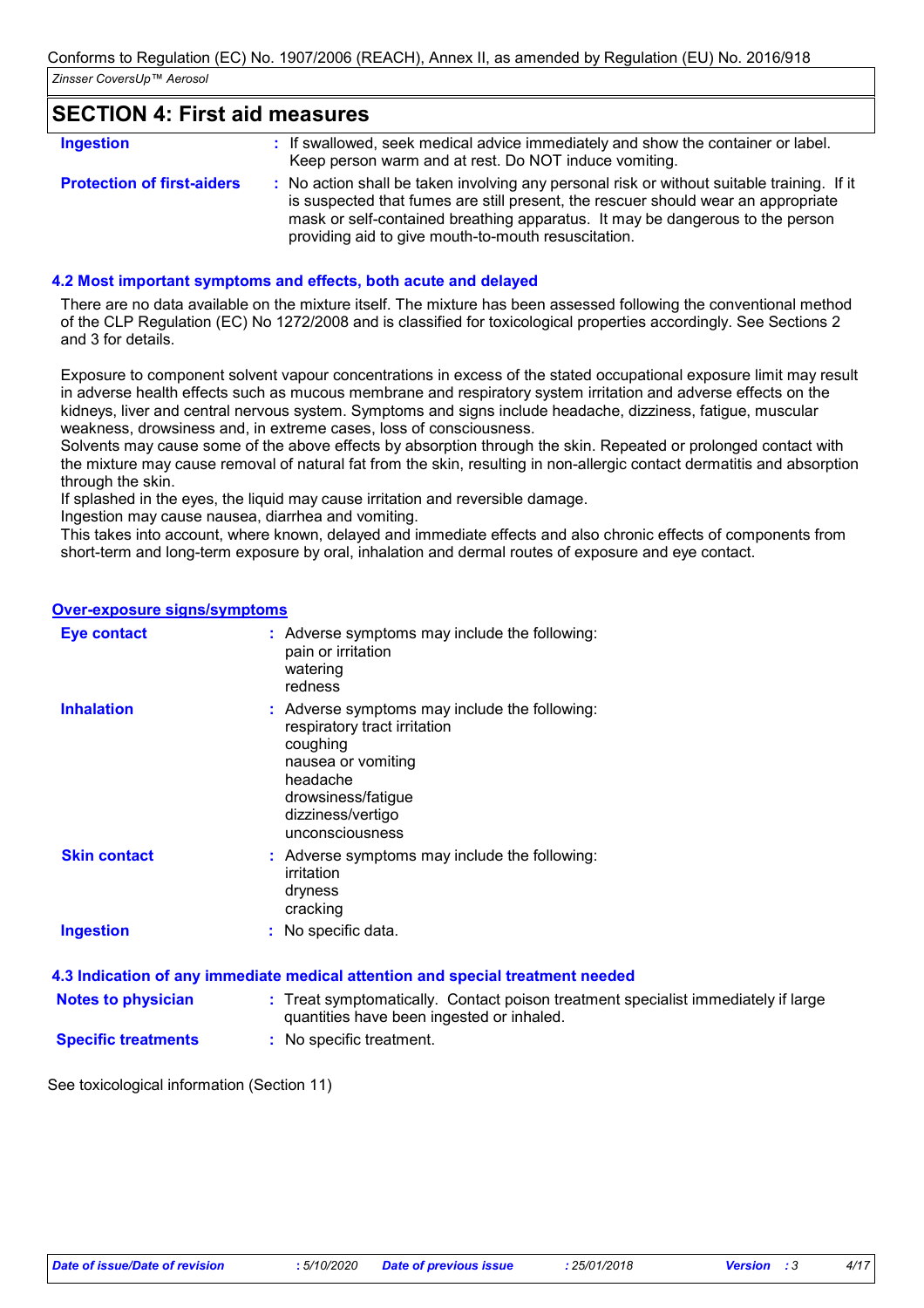## SECTION 4: First aid measures

| | |
|---|---|
| **Ingestion** | : If swallowed, seek medical advice immediately and show the container or label. Keep person warm and at rest. Do NOT induce vomiting. |
| **Protection of first-aiders** | : No action shall be taken involving any personal risk or without suitable training. If it is suspected that fumes are still present, the rescuer should wear an appropriate mask or self-contained breathing apparatus. It may be dangerous to the person providing aid to give mouth-to-mouth resuscitation. |

### 4.2 Most important symptoms and effects, both acute and delayed

There are no data available on the mixture itself. The mixture has been assessed following the conventional method of the CLP Regulation (EC) No 1272/2008 and is classified for toxicological properties accordingly. See Sections 2 and 3 for details.

Exposure to component solvent vapour concentrations in excess of the stated occupational exposure limit may result in adverse health effects such as mucous membrane and respiratory system irritation and adverse effects on the kidneys, liver and central nervous system. Symptoms and signs include headache, dizziness, fatigue, muscular weakness, drowsiness and, in extreme cases, loss of consciousness.
Solvents may cause some of the above effects by absorption through the skin. Repeated or prolonged contact with the mixture may cause removal of natural fat from the skin, resulting in non-allergic contact dermatitis and absorption through the skin.
If splashed in the eyes, the liquid may cause irritation and reversible damage.
Ingestion may cause nausea, diarrhea and vomiting.
This takes into account, where known, delayed and immediate effects and also chronic effects of components from short-term and long-term exposure by oral, inhalation and dermal routes of exposure and eye contact.

#### Over-exposure signs/symptoms

| | |
|---|---|
| **Eye contact** | : Adverse symptoms may include the following:<br>pain or irritation<br>watering<br>redness |
| **Inhalation** | : Adverse symptoms may include the following:<br>respiratory tract irritation<br>coughing<br>nausea or vomiting<br>headache<br>drowsiness/fatigue<br>dizziness/vertigo<br>unconsciousness |
| **Skin contact** | : Adverse symptoms may include the following:<br>irritation<br>dryness<br>cracking |
| **Ingestion** | : No specific data. |

### 4.3 Indication of any immediate medical attention and special treatment needed

| | |
|---|---|
| **Notes to physician** | : Treat symptomatically. Contact poison treatment specialist immediately if large quantities have been ingested or inhaled. |
| **Specific treatments** | : No specific treatment. |

See toxicological information (Section 11)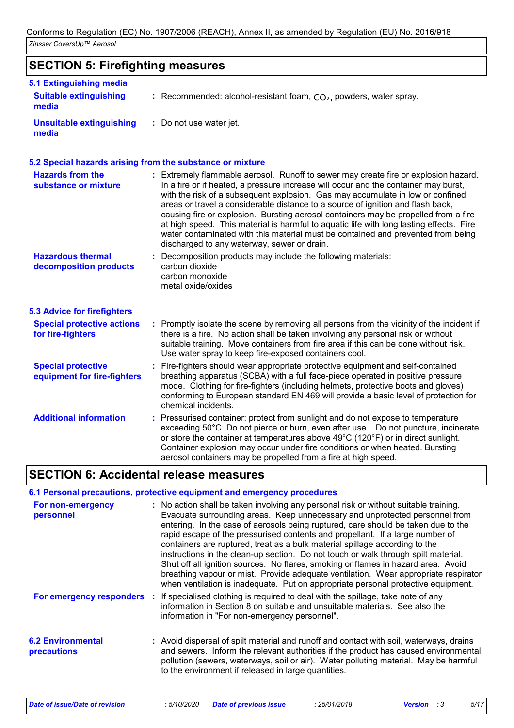## SECTION 5: Firefighting measures

### 5.1 Extinguishing media

| | |
|---|---|
| **Suitable extinguishing media** | : Recommended: alcohol-resistant foam, $CO_2$, powders, water spray. |
| **Unsuitable extinguishing media** | : Do not use water jet. |

### 5.2 Special hazards arising from the substance or mixture

| | |
|---|---|
| **Hazards from the substance or mixture** | : Extremely flammable aerosol. Runoff to sewer may create fire or explosion hazard. In a fire or if heated, a pressure increase will occur and the container may burst, with the risk of a subsequent explosion. Gas may accumulate in low or confined areas or travel a considerable distance to a source of ignition and flash back, causing fire or explosion. Bursting aerosol containers may be propelled from a fire at high speed. This material is harmful to aquatic life with long lasting effects. Fire water contaminated with this material must be contained and prevented from being discharged to any waterway, sewer or drain. |
| **Hazardous thermal decomposition products** | : Decomposition products may include the following materials:<br>carbon dioxide<br>carbon monoxide<br>metal oxide/oxides |

### 5.3 Advice for firefighters

| | |
|---|---|
| **Special protective actions for fire-fighters** | : Promptly isolate the scene by removing all persons from the vicinity of the incident if there is a fire. No action shall be taken involving any personal risk or without suitable training. Move containers from fire area if this can be done without risk. Use water spray to keep fire-exposed containers cool. |
| **Special protective equipment for fire-fighters** | : Fire-fighters should wear appropriate protective equipment and self-contained breathing apparatus (SCBA) with a full face-piece operated in positive pressure mode. Clothing for fire-fighters (including helmets, protective boots and gloves) conforming to European standard EN 469 will provide a basic level of protection for chemical incidents. |
| **Additional information** | : Pressurised container: protect from sunlight and do not expose to temperature exceeding 50°C. Do not pierce or burn, even after use. Do not puncture, incinerate or store the container at temperatures above 49°C (120°F) or in direct sunlight. Container explosion may occur under fire conditions or when heated. Bursting aerosol containers may be propelled from a fire at high speed. |

## SECTION 6: Accidental release measures

### 6.1 Personal precautions, protective equipment and emergency procedures

| | |
|---|---|
| **For non-emergency personnel** | : No action shall be taken involving any personal risk or without suitable training. Evacuate surrounding areas. Keep unnecessary and unprotected personnel from entering. In the case of aerosols being ruptured, care should be taken due to the rapid escape of the pressurised contents and propellant. If a large number of containers are ruptured, treat as a bulk material spillage according to the instructions in the clean-up section. Do not touch or walk through spilt material. Shut off all ignition sources. No flares, smoking or flames in hazard area. Avoid breathing vapour or mist. Provide adequate ventilation. Wear appropriate respirator when ventilation is inadequate. Put on appropriate personal protective equipment. |
| **For emergency responders** | : If specialised clothing is required to deal with the spillage, take note of any information in Section 8 on suitable and unsuitable materials. See also the information in "For non-emergency personnel". |

| | |
|---|---|
| **6.2 Environmental precautions** | : Avoid dispersal of spilt material and runoff and contact with soil, waterways, drains and sewers. Inform the relevant authorities if the product has caused environmental pollution (sewers, waterways, soil or air). Water polluting material. May be harmful to the environment if released in large quantities. |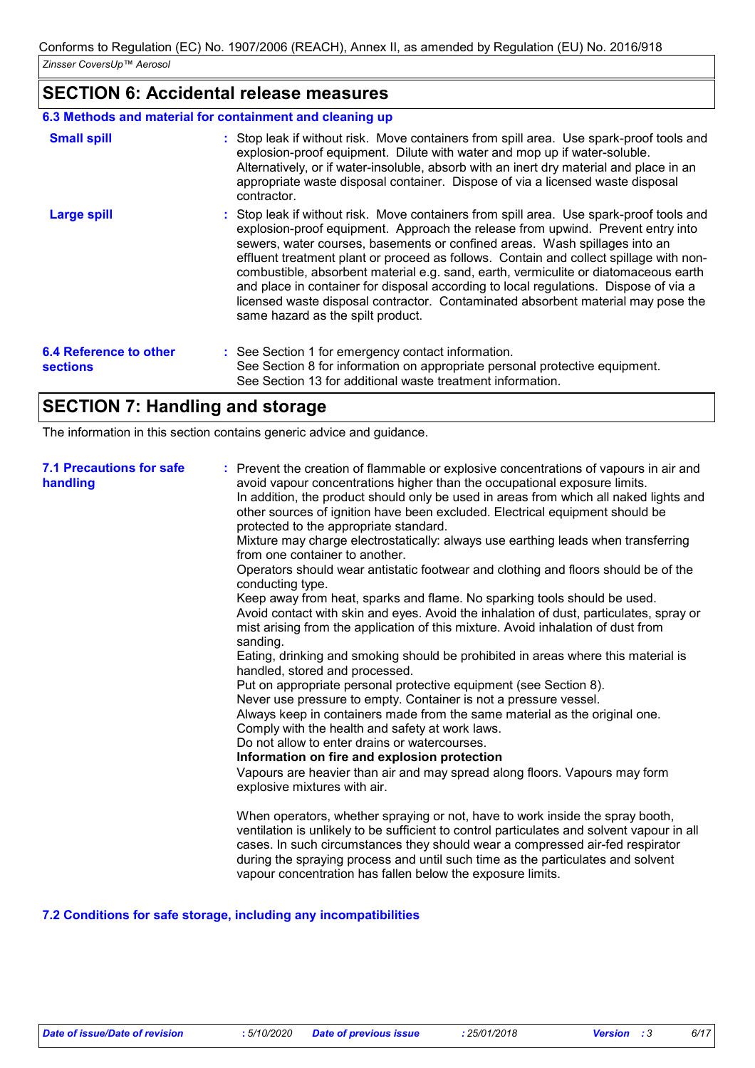## SECTION 6: Accidental release measures

### 6.3 Methods and material for containment and cleaning up

**Small spill** : Stop leak if without risk. Move containers from spill area. Use spark-proof tools and explosion-proof equipment. Dilute with water and mop up if water-soluble. Alternatively, or if water-insoluble, absorb with an inert dry material and place in an appropriate waste disposal container. Dispose of via a licensed waste disposal contractor.

**Large spill** : Stop leak if without risk. Move containers from spill area. Use spark-proof tools and explosion-proof equipment. Approach the release from upwind. Prevent entry into sewers, water courses, basements or confined areas. Wash spillages into an effluent treatment plant or proceed as follows. Contain and collect spillage with non-combustible, absorbent material e.g. sand, earth, vermiculite or diatomaceous earth and place in container for disposal according to local regulations. Dispose of via a licensed waste disposal contractor. Contaminated absorbent material may pose the same hazard as the spilt product.

**6.4 Reference to other sections** : See Section 1 for emergency contact information.
See Section 8 for information on appropriate personal protective equipment.
See Section 13 for additional waste treatment information.

## SECTION 7: Handling and storage

The information in this section contains generic advice and guidance.

**7.1 Precautions for safe handling** : Prevent the creation of flammable or explosive concentrations of vapours in air and avoid vapour concentrations higher than the occupational exposure limits.
In addition, the product should only be used in areas from which all naked lights and other sources of ignition have been excluded. Electrical equipment should be protected to the appropriate standard.
Mixture may charge electrostatically: always use earthing leads when transferring from one container to another.
Operators should wear antistatic footwear and clothing and floors should be of the conducting type.
Keep away from heat, sparks and flame. No sparking tools should be used.
Avoid contact with skin and eyes. Avoid the inhalation of dust, particulates, spray or mist arising from the application of this mixture. Avoid inhalation of dust from sanding.
Eating, drinking and smoking should be prohibited in areas where this material is handled, stored and processed.
Put on appropriate personal protective equipment (see Section 8).
Never use pressure to empty. Container is not a pressure vessel.
Always keep in containers made from the same material as the original one.
Comply with the health and safety at work laws.
Do not allow to enter drains or watercourses.

**Information on fire and explosion protection**

Vapours are heavier than air and may spread along floors. Vapours may form explosive mixtures with air.

When operators, whether spraying or not, have to work inside the spray booth, ventilation is unlikely to be sufficient to control particulates and solvent vapour in all cases. In such circumstances they should wear a compressed air-fed respirator during the spraying process and until such time as the particulates and solvent vapour concentration has fallen below the exposure limits.

### 7.2 Conditions for safe storage, including any incompatibilities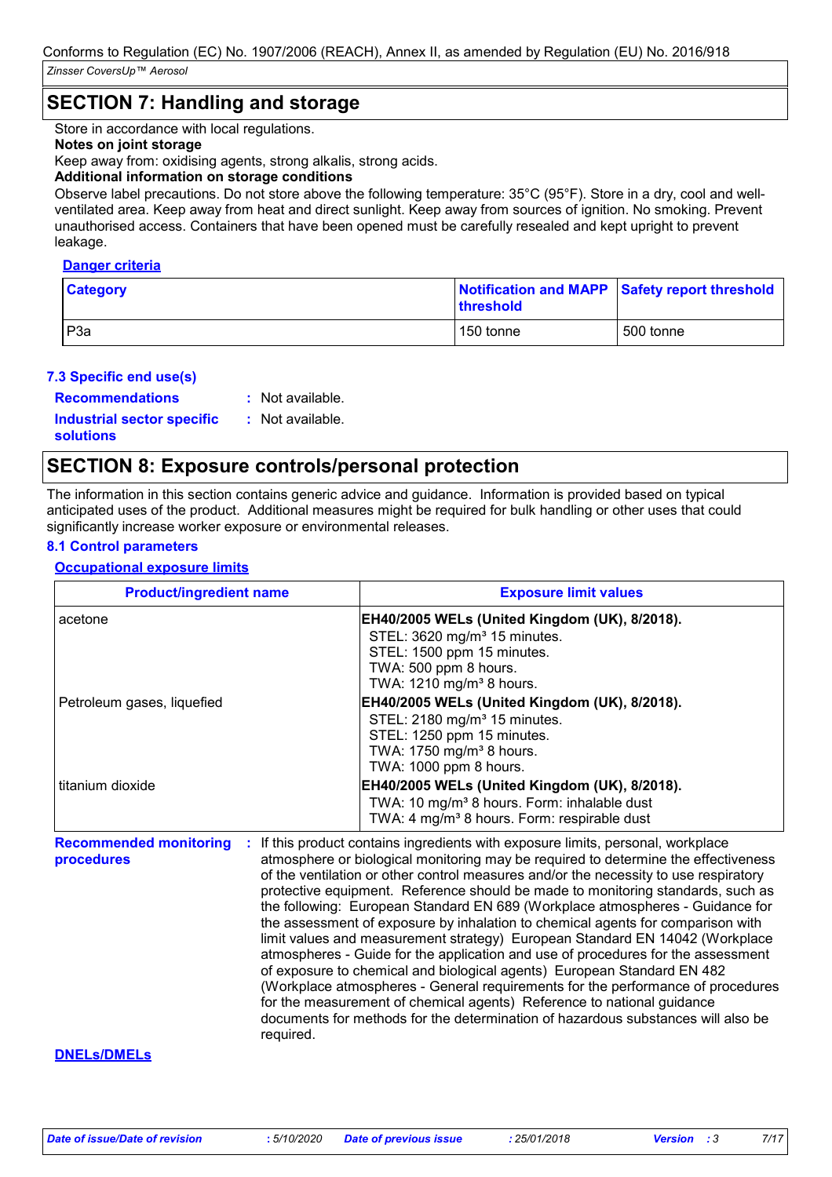## SECTION 7: Handling and storage

Store in accordance with local regulations.

**Notes on joint storage**

Keep away from: oxidising agents, strong alkalis, strong acids.

**Additional information on storage conditions**

Observe label precautions. Do not store above the following temperature: 35°C (95°F). Store in a dry, cool and well-ventilated area. Keep away from heat and direct sunlight. Keep away from sources of ignition. No smoking. Prevent unauthorised access. Containers that have been opened must be carefully resealed and kept upright to prevent leakage.

**Danger criteria**

| Category | Notification and MAPP threshold | Safety report threshold |
|---|---|---|
| P3a | 150 tonne | 500 tonne |

### 7.3 Specific end use(s)

**Recommendations** : Not available.

**Industrial sector specific solutions** : Not available.

## SECTION 8: Exposure controls/personal protection

The information in this section contains generic advice and guidance. Information is provided based on typical anticipated uses of the product. Additional measures might be required for bulk handling or other uses that could significantly increase worker exposure or environmental releases.

### 8.1 Control parameters

**Occupational exposure limits**

| Product/ingredient name | Exposure limit values |
|---|---|
| acetone | **EH40/2005 WELs (United Kingdom (UK), 8/2018).**<br>STEL: 3620 mg/m³ 15 minutes.<br>STEL: 1500 ppm 15 minutes.<br>TWA: 500 ppm 8 hours.<br>TWA: 1210 mg/m³ 8 hours. |
| Petroleum gases, liquefied | **EH40/2005 WELs (United Kingdom (UK), 8/2018).**<br>STEL: 2180 mg/m³ 15 minutes.<br>STEL: 1250 ppm 15 minutes.<br>TWA: 1750 mg/m³ 8 hours.<br>TWA: 1000 ppm 8 hours. |
| titanium dioxide | **EH40/2005 WELs (United Kingdom (UK), 8/2018).**<br>TWA: 10 mg/m³ 8 hours. Form: inhalable dust<br>TWA: 4 mg/m³ 8 hours. Form: respirable dust |

**Recommended monitoring procedures** : If this product contains ingredients with exposure limits, personal, workplace atmosphere or biological monitoring may be required to determine the effectiveness of the ventilation or other control measures and/or the necessity to use respiratory protective equipment. Reference should be made to monitoring standards, such as the following: European Standard EN 689 (Workplace atmospheres - Guidance for the assessment of exposure by inhalation to chemical agents for comparison with limit values and measurement strategy) European Standard EN 14042 (Workplace atmospheres - Guide for the application and use of procedures for the assessment of exposure to chemical and biological agents) European Standard EN 482 (Workplace atmospheres - General requirements for the performance of procedures for the measurement of chemical agents) Reference to national guidance documents for methods for the determination of hazardous substances will also be required.

**DNELs/DMELs**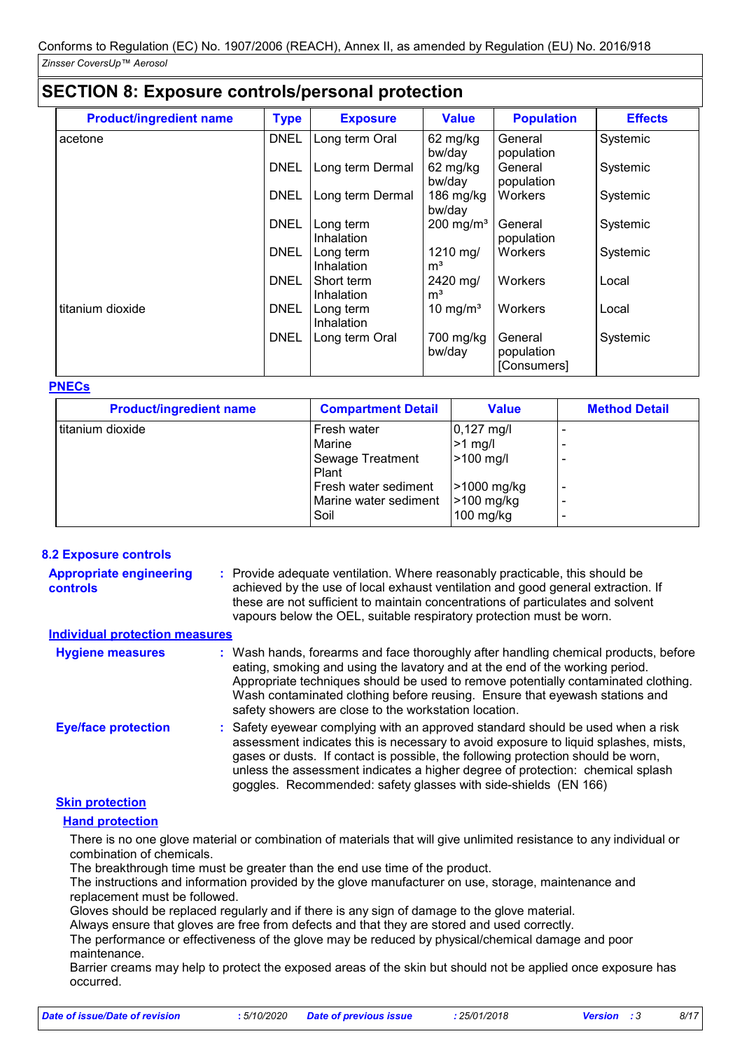## SECTION 8: Exposure controls/personal protection

| Product/ingredient name | Type | Exposure | Value | Population | Effects |
|---|---|---|---|---|---|
| acetone | DNEL | Long term Oral | 62 mg/kg bw/day | General population | Systemic |
| | DNEL | Long term Dermal | 62 mg/kg bw/day | General population | Systemic |
| | DNEL | Long term Dermal | 186 mg/kg bw/day | Workers | Systemic |
| | DNEL | Long term Inhalation | 200 mg/m³ | General population | Systemic |
| | DNEL | Long term Inhalation | 1210 mg/m³ | Workers | Systemic |
| | DNEL | Short term Inhalation | 2420 mg/m³ | Workers | Local |
| titanium dioxide | DNEL | Long term Inhalation | 10 mg/m³ | Workers | Local |
| | DNEL | Long term Oral | 700 mg/kg bw/day | General population [Consumers] | Systemic |

**PNECs**

| Product/ingredient name | Compartment Detail | Value | Method Detail |
|---|---|---|---|
| titanium dioxide | Fresh water | 0,127 mg/l | - |
| | Marine | >1 mg/l | - |
| | Sewage Treatment Plant | >100 mg/l | - |
| | Fresh water sediment | >1000 mg/kg | - |
| | Marine water sediment | >100 mg/kg | - |
| | Soil | 100 mg/kg | - |

### 8.2 Exposure controls

**Appropriate engineering controls** : Provide adequate ventilation. Where reasonably practicable, this should be achieved by the use of local exhaust ventilation and good general extraction. If these are not sufficient to maintain concentrations of particulates and solvent vapours below the OEL, suitable respiratory protection must be worn.

**Individual protection measures**

**Hygiene measures** : Wash hands, forearms and face thoroughly after handling chemical products, before eating, smoking and using the lavatory and at the end of the working period. Appropriate techniques should be used to remove potentially contaminated clothing. Wash contaminated clothing before reusing. Ensure that eyewash stations and safety showers are close to the workstation location.

**Eye/face protection** : Safety eyewear complying with an approved standard should be used when a risk assessment indicates this is necessary to avoid exposure to liquid splashes, mists, gases or dusts. If contact is possible, the following protection should be worn, unless the assessment indicates a higher degree of protection: chemical splash goggles. Recommended: safety glasses with side-shields (EN 166)

**Skin protection**

**Hand protection**

There is no one glove material or combination of materials that will give unlimited resistance to any individual or combination of chemicals.
The breakthrough time must be greater than the end use time of the product.
The instructions and information provided by the glove manufacturer on use, storage, maintenance and replacement must be followed.
Gloves should be replaced regularly and if there is any sign of damage to the glove material.
Always ensure that gloves are free from defects and that they are stored and used correctly.
The performance or effectiveness of the glove may be reduced by physical/chemical damage and poor maintenance.
Barrier creams may help to protect the exposed areas of the skin but should not be applied once exposure has occurred.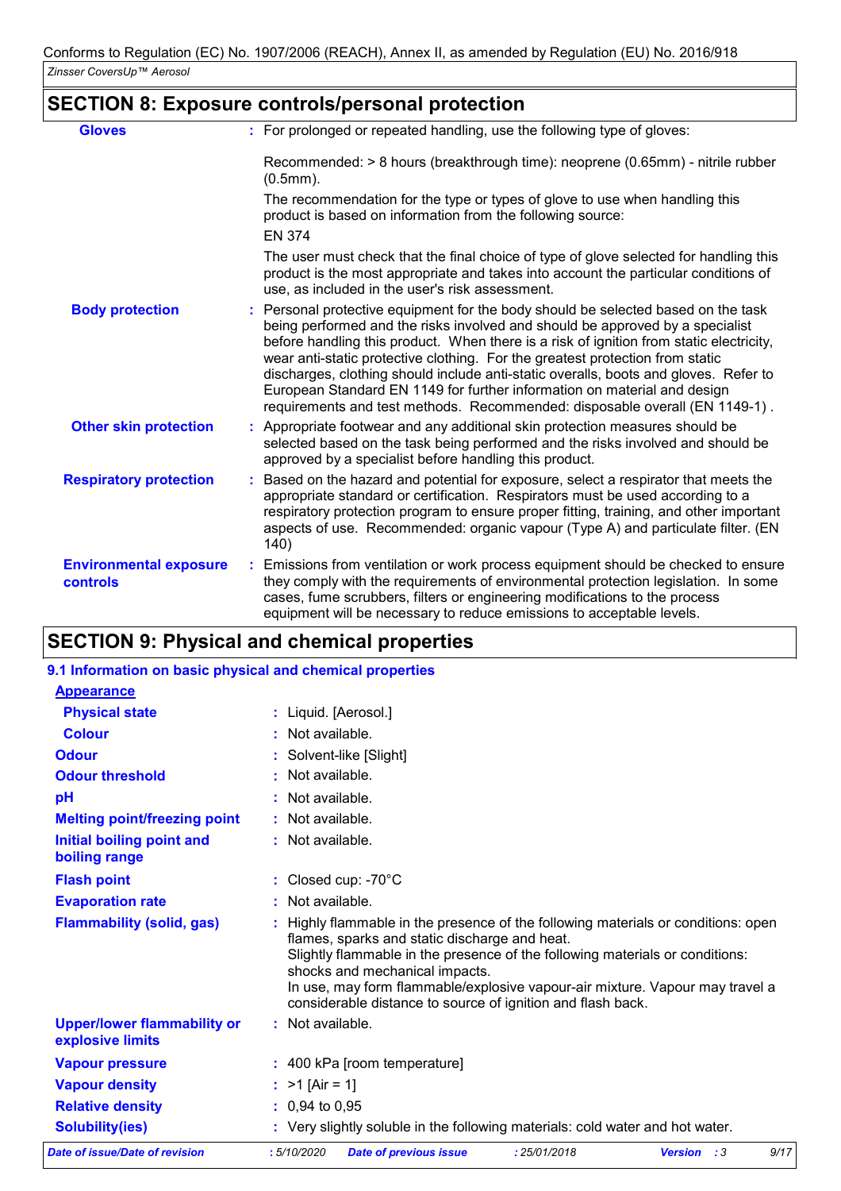## SECTION 8: Exposure controls/personal protection

| | |
|---|---|
| **Gloves** | : For prolonged or repeated handling, use the following type of gloves:<br><br>Recommended: > 8 hours (breakthrough time): neoprene (0.65mm) - nitrile rubber (0.5mm).<br>The recommendation for the type or types of glove to use when handling this product is based on information from the following source:<br>EN 374<br>The user must check that the final choice of type of glove selected for handling this product is the most appropriate and takes into account the particular conditions of use, as included in the user's risk assessment. |
| **Body protection** | : Personal protective equipment for the body should be selected based on the task being performed and the risks involved and should be approved by a specialist before handling this product. When there is a risk of ignition from static electricity, wear anti-static protective clothing. For the greatest protection from static discharges, clothing should include anti-static overalls, boots and gloves. Refer to European Standard EN 1149 for further information on material and design requirements and test methods. Recommended: disposable overall (EN 1149-1) . |
| **Other skin protection** | : Appropriate footwear and any additional skin protection measures should be selected based on the task being performed and the risks involved and should be approved by a specialist before handling this product. |
| **Respiratory protection** | : Based on the hazard and potential for exposure, select a respirator that meets the appropriate standard or certification. Respirators must be used according to a respiratory protection program to ensure proper fitting, training, and other important aspects of use. Recommended: organic vapour (Type A) and particulate filter. (EN 140) |
| **Environmental exposure controls** | : Emissions from ventilation or work process equipment should be checked to ensure they comply with the requirements of environmental protection legislation. In some cases, fume scrubbers, filters or engineering modifications to the process equipment will be necessary to reduce emissions to acceptable levels. |

## SECTION 9: Physical and chemical properties

### 9.1 Information on basic physical and chemical properties

**Appearance**

| | |
|---|---|
| **Physical state** | : Liquid. [Aerosol.] |
| **Colour** | : Not available. |
| **Odour** | : Solvent-like [Slight] |
| **Odour threshold** | : Not available. |
| **pH** | : Not available. |
| **Melting point/freezing point** | : Not available. |
| **Initial boiling point and boiling range** | : Not available. |
| **Flash point** | : Closed cup: -70°C |
| **Evaporation rate** | : Not available. |
| **Flammability (solid, gas)** | : Highly flammable in the presence of the following materials or conditions: open flames, sparks and static discharge and heat.<br>Slightly flammable in the presence of the following materials or conditions: shocks and mechanical impacts.<br>In use, may form flammable/explosive vapour-air mixture. Vapour may travel a considerable distance to source of ignition and flash back. |
| **Upper/lower flammability or explosive limits** | : Not available. |
| **Vapour pressure** | : 400 kPa [room temperature] |
| **Vapour density** | : >1 [Air = 1] |
| **Relative density** | : 0,94 to 0,95 |
| **Solubility(ies)** | : Very slightly soluble in the following materials: cold water and hot water. |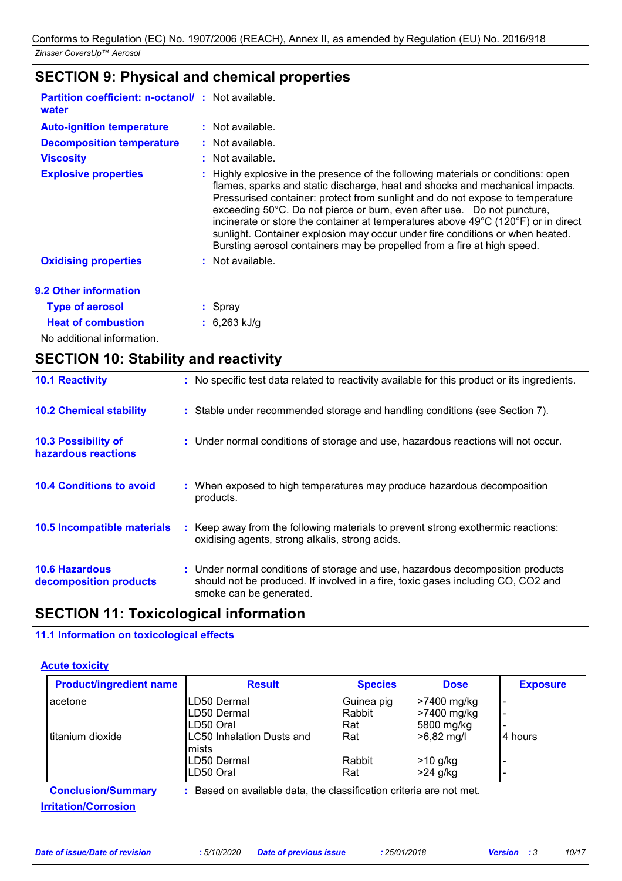## SECTION 9: Physical and chemical properties

| | | |
|---|---|---|
| **Partition coefficient: n-octanol/ water** | : | Not available. |
| **Auto-ignition temperature** | : | Not available. |
| **Decomposition temperature** | : | Not available. |
| **Viscosity** | : | Not available. |
| **Explosive properties** | : | Highly explosive in the presence of the following materials or conditions: open flames, sparks and static discharge, heat and shocks and mechanical impacts. Pressurised container: protect from sunlight and do not expose to temperature exceeding 50°C. Do not pierce or burn, even after use. Do not puncture, incinerate or store the container at temperatures above 49°C (120°F) or in direct sunlight. Container explosion may occur under fire conditions or when heated. Bursting aerosol containers may be propelled from a fire at high speed. |
| **Oxidising properties** | : | Not available. |

### 9.2 Other information

| | | |
|---|---|---|
| **Type of aerosol** | : | Spray |
| **Heat of combustion** | : | 6,263 kJ/g |

No additional information.

## SECTION 10: Stability and reactivity

| | | |
|---|---|---|
| **10.1 Reactivity** | : | No specific test data related to reactivity available for this product or its ingredients. |
| **10.2 Chemical stability** | : | Stable under recommended storage and handling conditions (see Section 7). |
| **10.3 Possibility of hazardous reactions** | : | Under normal conditions of storage and use, hazardous reactions will not occur. |
| **10.4 Conditions to avoid** | : | When exposed to high temperatures may produce hazardous decomposition products. |
| **10.5 Incompatible materials** | : | Keep away from the following materials to prevent strong exothermic reactions: oxidising agents, strong alkalis, strong acids. |
| **10.6 Hazardous decomposition products** | : | Under normal conditions of storage and use, hazardous decomposition products should not be produced. If involved in a fire, toxic gases including CO, CO2 and smoke can be generated. |

## SECTION 11: Toxicological information

### 11.1 Information on toxicological effects

**Acute toxicity**

| Product/ingredient name | Result | Species | Dose | Exposure |
|---|---|---|---|---|
| acetone | LD50 Dermal | Guinea pig | >7400 mg/kg | - |
| | LD50 Dermal | Rabbit | >7400 mg/kg | - |
| | LD50 Oral | Rat | 5800 mg/kg | - |
| titanium dioxide | LC50 Inhalation Dusts and mists | Rat | >6,82 mg/l | 4 hours |
| | LD50 Dermal | Rabbit | >10 g/kg | - |
| | LD50 Oral | Rat | >24 g/kg | - |

**Conclusion/Summary** : Based on available data, the classification criteria are not met.

**Irritation/Corrosion**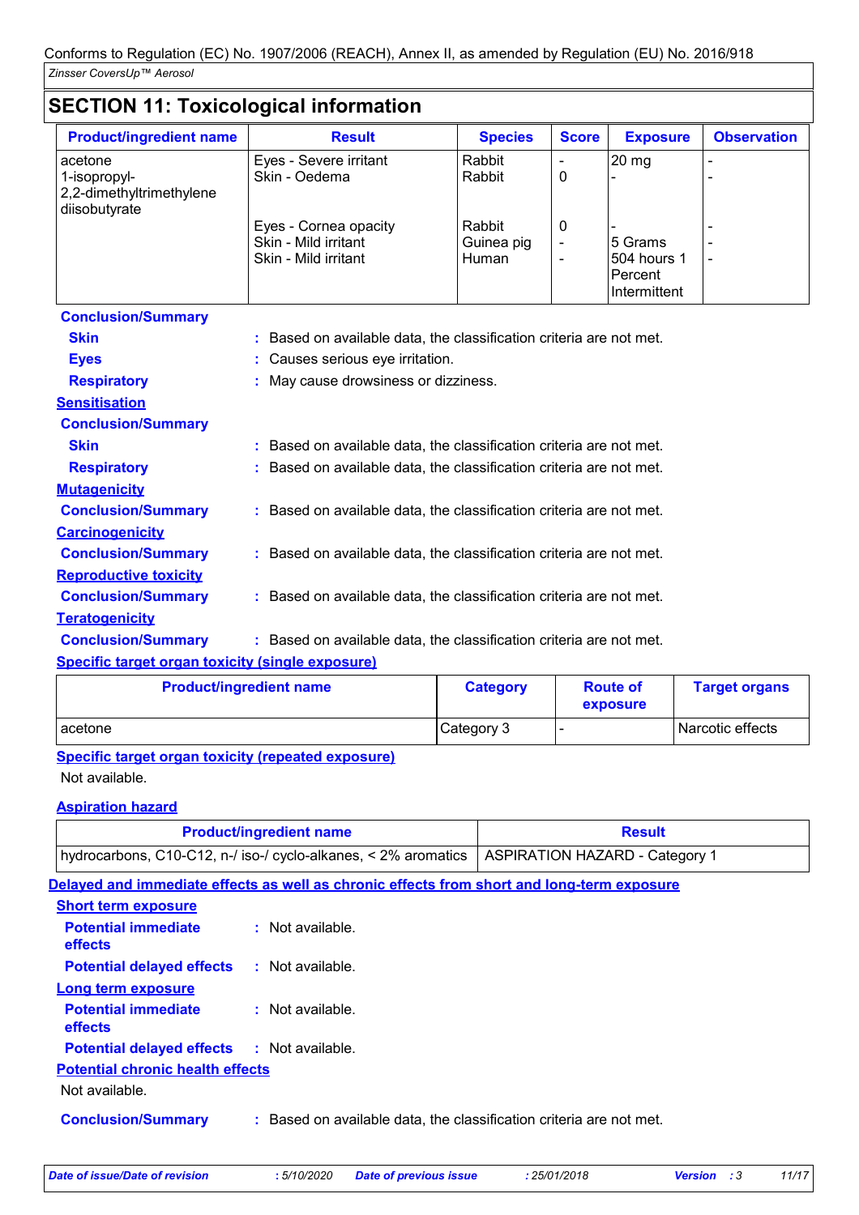## SECTION 11: Toxicological information

| Product/ingredient name | Result | Species | Score | Exposure | Observation |
|---|---|---|---|---|---|
| acetone | Eyes - Severe irritant | Rabbit | - | 20 mg | - |
| 1-isopropyl-2,2-dimethyltrimethylene diisobutyrate | Skin - Oedema | Rabbit | 0 | - | - |
| | Eyes - Cornea opacity | Rabbit | 0 | - | - |
| | Skin - Mild irritant | Guinea pig | - | 5 Grams | - |
| | Skin - Mild irritant | Human | - | 504 hours 1 Percent Intermittent | - |

**Conclusion/Summary**

**Skin** : Based on available data, the classification criteria are not met.

**Eyes** : Causes serious eye irritation.

**Respiratory** : May cause drowsiness or dizziness.

**Sensitisation**

**Conclusion/Summary**

**Skin** : Based on available data, the classification criteria are not met.

**Respiratory** : Based on available data, the classification criteria are not met.

**Mutagenicity**

**Conclusion/Summary** : Based on available data, the classification criteria are not met.

**Carcinogenicity**

**Conclusion/Summary** : Based on available data, the classification criteria are not met.

**Reproductive toxicity**

**Conclusion/Summary** : Based on available data, the classification criteria are not met.

**Teratogenicity**

**Conclusion/Summary** : Based on available data, the classification criteria are not met.

**Specific target organ toxicity (single exposure)**

| Product/ingredient name | Category | Route of exposure | Target organs |
|---|---|---|---|
| acetone | Category 3 | - | Narcotic effects |

**Specific target organ toxicity (repeated exposure)**

Not available.

**Aspiration hazard**

| Product/ingredient name | Result |
|---|---|
| hydrocarbons, C10-C12, n-/ iso-/ cyclo-alkanes, < 2% aromatics | ASPIRATION HAZARD - Category 1 |

**Delayed and immediate effects as well as chronic effects from short and long-term exposure**

**Short term exposure**

**Potential immediate effects** : Not available.

**Potential delayed effects** : Not available.

**Long term exposure**

**Potential immediate effects** : Not available.

**Potential delayed effects** : Not available.

**Potential chronic health effects**

Not available.

**Conclusion/Summary** : Based on available data, the classification criteria are not met.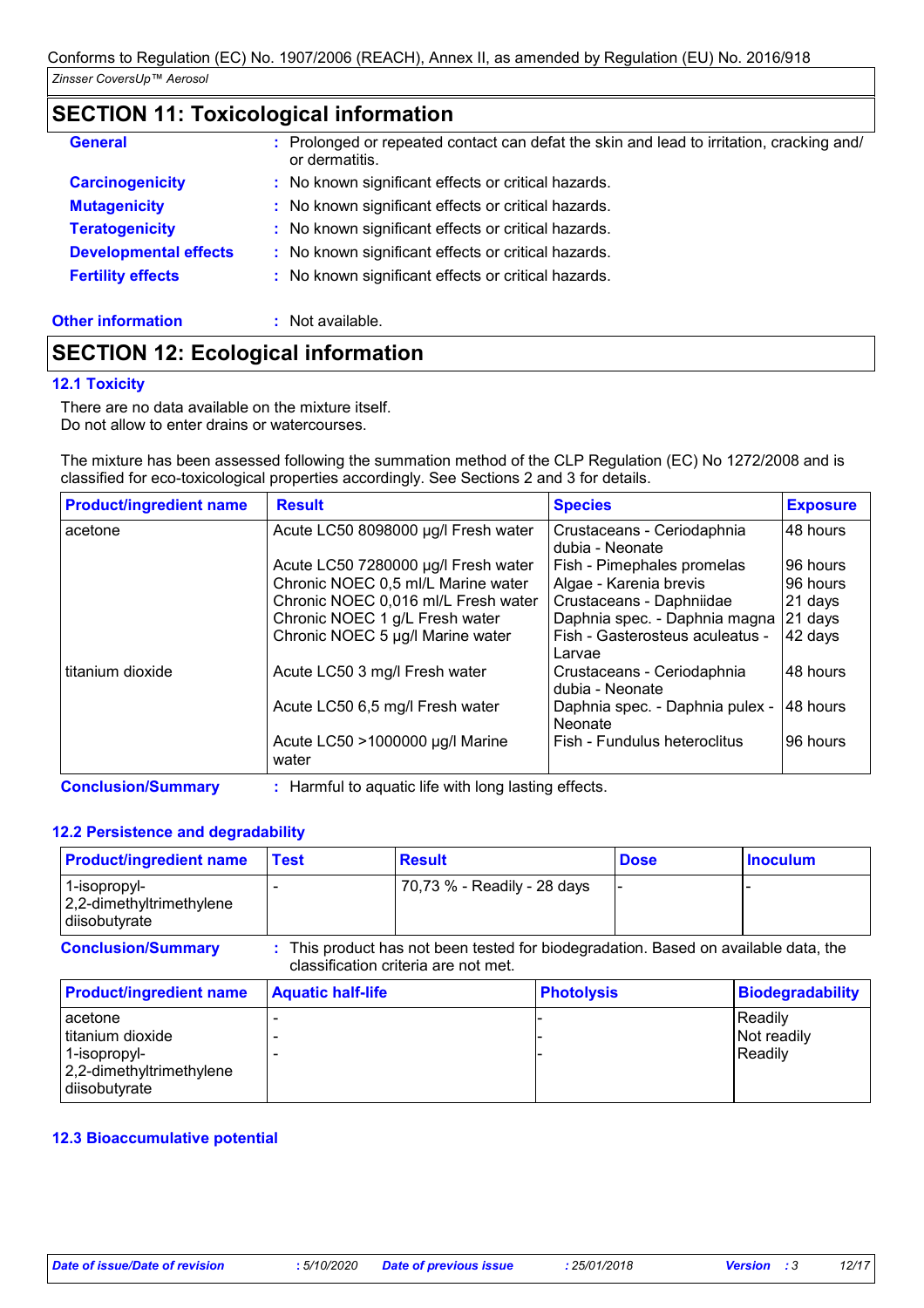## SECTION 11: Toxicological information

**General** : Prolonged or repeated contact can defat the skin and lead to irritation, cracking and/ or dermatitis.

**Carcinogenicity** : No known significant effects or critical hazards.

**Mutagenicity** : No known significant effects or critical hazards.

**Teratogenicity** : No known significant effects or critical hazards.

**Developmental effects** : No known significant effects or critical hazards.

**Fertility effects** : No known significant effects or critical hazards.

**Other information** : Not available.

## SECTION 12: Ecological information

### 12.1 Toxicity

There are no data available on the mixture itself.
Do not allow to enter drains or watercourses.

The mixture has been assessed following the summation method of the CLP Regulation (EC) No 1272/2008 and is classified for eco-toxicological properties accordingly. See Sections 2 and 3 for details.

| Product/ingredient name | Result | Species | Exposure |
|---|---|---|---|
| acetone | Acute LC50 8098000 µg/l Fresh water | Crustaceans - Ceriodaphnia dubia - Neonate | 48 hours |
| | Acute LC50 7280000 µg/l Fresh water | Fish - Pimephales promelas | 96 hours |
| | Chronic NOEC 0,5 ml/L Marine water | Algae - Karenia brevis | 96 hours |
| | Chronic NOEC 0,016 ml/L Fresh water | Crustaceans - Daphniidae | 21 days |
| | Chronic NOEC 1 g/L Fresh water | Daphnia spec. - Daphnia magna | 21 days |
| | Chronic NOEC 5 µg/l Marine water | Fish - Gasterosteus aculeatus - Larvae | 42 days |
| titanium dioxide | Acute LC50 3 mg/l Fresh water | Crustaceans - Ceriodaphnia dubia - Neonate | 48 hours |
| | Acute LC50 6,5 mg/l Fresh water | Daphnia spec. - Daphnia pulex - Neonate | 48 hours |
| | Acute LC50 >1000000 µg/l Marine water | Fish - Fundulus heteroclitus | 96 hours |

**Conclusion/Summary** : Harmful to aquatic life with long lasting effects.

### 12.2 Persistence and degradability

| Product/ingredient name | Test | Result | Dose | Inoculum |
|---|---|---|---|---|
| 1-isopropyl-2,2-dimethyltrimethylene diisobutyrate | - | 70,73 % - Readily - 28 days | - | - |

**Conclusion/Summary** : This product has not been tested for biodegradation. Based on available data, the classification criteria are not met.

| Product/ingredient name | Aquatic half-life | Photolysis | Biodegradability |
|---|---|---|---|
| acetone | - | - | Readily |
| titanium dioxide | - | - | Not readily |
| 1-isopropyl-2,2-dimethyltrimethylene diisobutyrate | - | - | Readily |

### 12.3 Bioaccumulative potential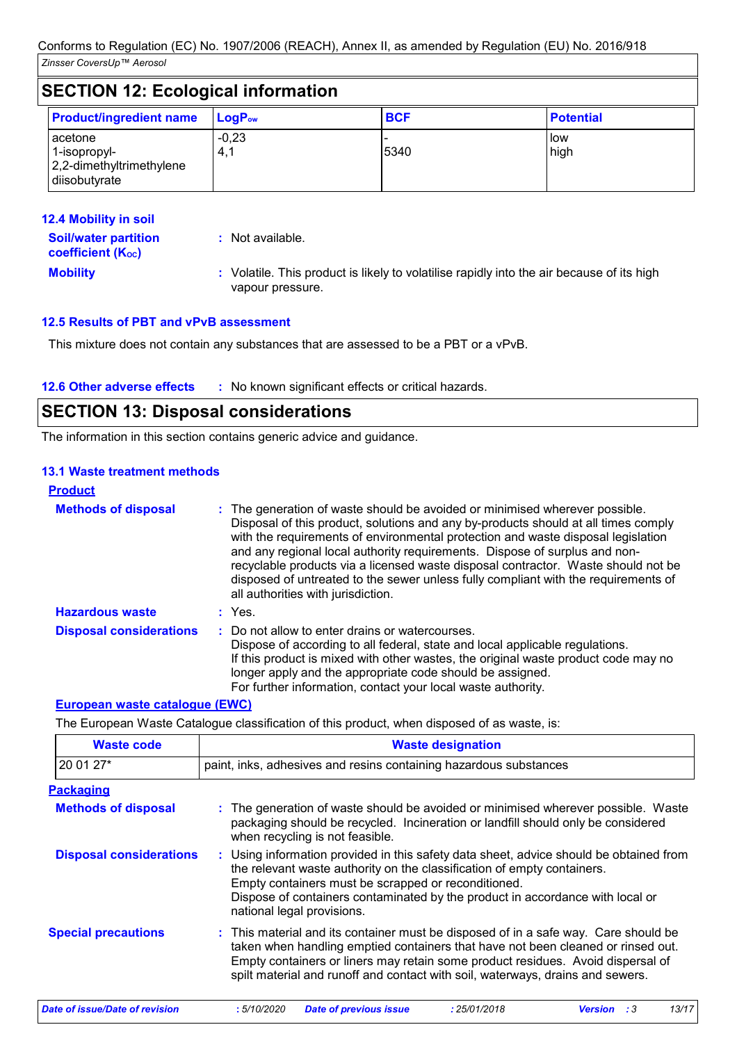## SECTION 12: Ecological information

| Product/ingredient name | $LogP_{ow}$ | BCF | Potential |
|---|---|---|---|
| acetone | -0,23 | - | low |
| 1-isopropyl-2,2-dimethyltrimethylene diisobutyrate | 4,1 | 5340 | high |

### 12.4 Mobility in soil

**Soil/water partition coefficient ($K_{OC}$)** : Not available.

**Mobility** : Volatile. This product is likely to volatilise rapidly into the air because of its high vapour pressure.

### 12.5 Results of PBT and vPvB assessment

This mixture does not contain any substances that are assessed to be a PBT or a vPvB.

### 12.6 Other adverse effects

: No known significant effects or critical hazards.

## SECTION 13: Disposal considerations

The information in this section contains generic advice and guidance.

### 13.1 Waste treatment methods

**Product**

**Methods of disposal** : The generation of waste should be avoided or minimised wherever possible. Disposal of this product, solutions and any by-products should at all times comply with the requirements of environmental protection and waste disposal legislation and any regional local authority requirements. Dispose of surplus and non-recyclable products via a licensed waste disposal contractor. Waste should not be disposed of untreated to the sewer unless fully compliant with the requirements of all authorities with jurisdiction.

**Hazardous waste** : Yes.

**Disposal considerations** : Do not allow to enter drains or watercourses.
Dispose of according to all federal, state and local applicable regulations.
If this product is mixed with other wastes, the original waste product code may no longer apply and the appropriate code should be assigned.
For further information, contact your local waste authority.

**European waste catalogue (EWC)**

The European Waste Catalogue classification of this product, when disposed of as waste, is:

| Waste code | Waste designation |
|---|---|
| 20 01 27* | paint, inks, adhesives and resins containing hazardous substances |

**Packaging**

**Methods of disposal** : The generation of waste should be avoided or minimised wherever possible. Waste packaging should be recycled. Incineration or landfill should only be considered when recycling is not feasible.

**Disposal considerations** : Using information provided in this safety data sheet, advice should be obtained from the relevant waste authority on the classification of empty containers.
Empty containers must be scrapped or reconditioned.
Dispose of containers contaminated by the product in accordance with local or national legal provisions.

**Special precautions** : This material and its container must be disposed of in a safe way. Care should be taken when handling emptied containers that have not been cleaned or rinsed out. Empty containers or liners may retain some product residues. Avoid dispersal of spilt material and runoff and contact with soil, waterways, drains and sewers.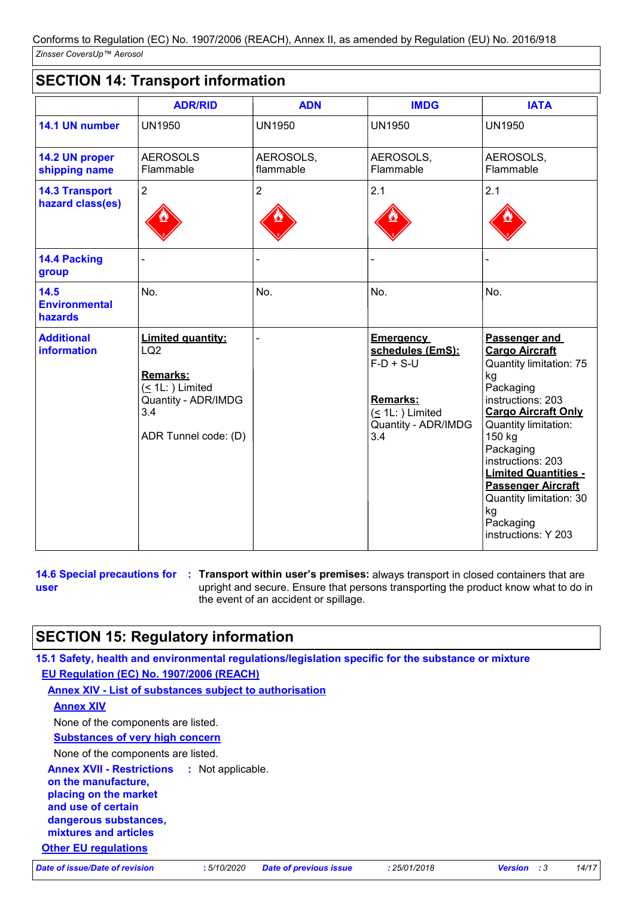Conforms to Regulation (EC) No. 1907/2006 (REACH), Annex II, as amended by Regulation (EU) No. 2016/918

*Zinsser CoversUp™ Aerosol*

## SECTION 14: Transport information

| | ADR/RID | ADN | IMDG | IATA |
|---|---|---|---|---|
| **14.1 UN number** | UN1950 | UN1950 | UN1950 | UN1950 |
| **14.2 UN proper shipping name** | AEROSOLS Flammable | AEROSOLS, flammable | AEROSOLS, Flammable | AEROSOLS, Flammable |
| **14.3 Transport hazard class(es)** | 2 | 2 | 2.1 | 2.1 |
| **14.4 Packing group** | - | - | - | - |
| **14.5 Environmental hazards** | No. | No. | No. | No. |
| **Additional information** | **Limited quantity:** LQ2 **Remarks:** (≤ 1L: ) Limited Quantity - ADR/IMDG 3.4 ADR Tunnel code: (D) | - | **Emergency schedules (EmS):** F-D + S-U **Remarks:** (≤ 1L: ) Limited Quantity - ADR/IMDG 3.4 | **Passenger and Cargo Aircraft** Quantity limitation: 75 kg Packaging instructions: 203 **Cargo Aircraft Only** Quantity limitation: 150 kg Packaging instructions: 203 **Limited Quantities - Passenger Aircraft** Quantity limitation: 30 kg Packaging instructions: Y 203 |

**14.6 Special precautions for user** : **Transport within user's premises:** always transport in closed containers that are upright and secure. Ensure that persons transporting the product know what to do in the event of an accident or spillage.

## SECTION 15: Regulatory information

**15.1 Safety, health and environmental regulations/legislation specific for the substance or mixture**

**EU Regulation (EC) No. 1907/2006 (REACH)**

**Annex XIV - List of substances subject to authorisation**

**Annex XIV**

None of the components are listed.

**Substances of very high concern**

None of the components are listed.

**Annex XVII - Restrictions on the manufacture, placing on the market and use of certain dangerous substances, mixtures and articles** : Not applicable.

**Other EU regulations**

| Date of issue/Date of revision | : 5/10/2020 | Date of previous issue | : 25/01/2018 | Version | : 3 |
|---|---|---|---|---|---|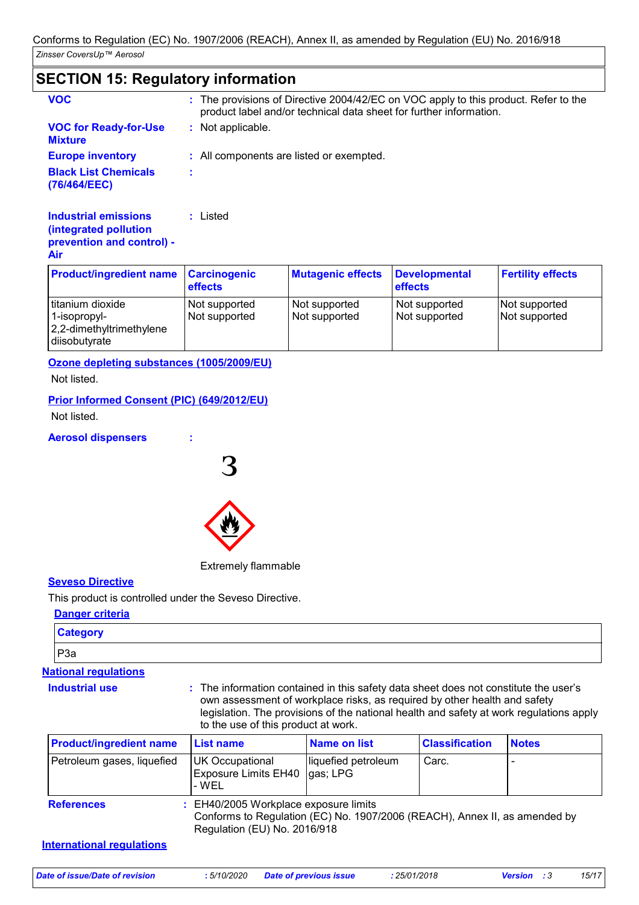## SECTION 15: Regulatory information

**VOC** : The provisions of Directive 2004/42/EC on VOC apply to this product. Refer to the product label and/or technical data sheet for further information.

**VOC for Ready-for-Use Mixture** : Not applicable.

**Europe inventory** : All components are listed or exempted.

**Black List Chemicals (76/464/EEC)** :

**Industrial emissions (integrated pollution prevention and control) - Air** : Listed

| Product/ingredient name | Carcinogenic effects | Mutagenic effects | Developmental effects | Fertility effects |
|---|---|---|---|---|
| titanium dioxide | Not supported | Not supported | Not supported | Not supported |
| 1-isopropyl-2,2-dimethyltrimethylene diisobutyrate | Not supported | Not supported | Not supported | Not supported |

**Ozone depleting substances (1005/2009/EU)**

Not listed.

**Prior Informed Consent (PIC) (649/2012/EU)**

Not listed.

**Aerosol dispensers** :

3

Extremely flammable

**Seveso Directive**

This product is controlled under the Seveso Directive.

**Danger criteria**

| Category |
|---|
| P3a |

**National regulations**

**Industrial use** : The information contained in this safety data sheet does not constitute the user's own assessment of workplace risks, as required by other health and safety legislation. The provisions of the national health and safety at work regulations apply to the use of this product at work.

| Product/ingredient name | List name | Name on list | Classification | Notes |
|---|---|---|---|---|
| Petroleum gases, liquefied | UK Occupational Exposure Limits EH40 - WEL | liquefied petroleum gas; LPG | Carc. | - |

**References** : EH40/2005 Workplace exposure limits
Conforms to Regulation (EC) No. 1907/2006 (REACH), Annex II, as amended by Regulation (EU) No. 2016/918

**International regulations**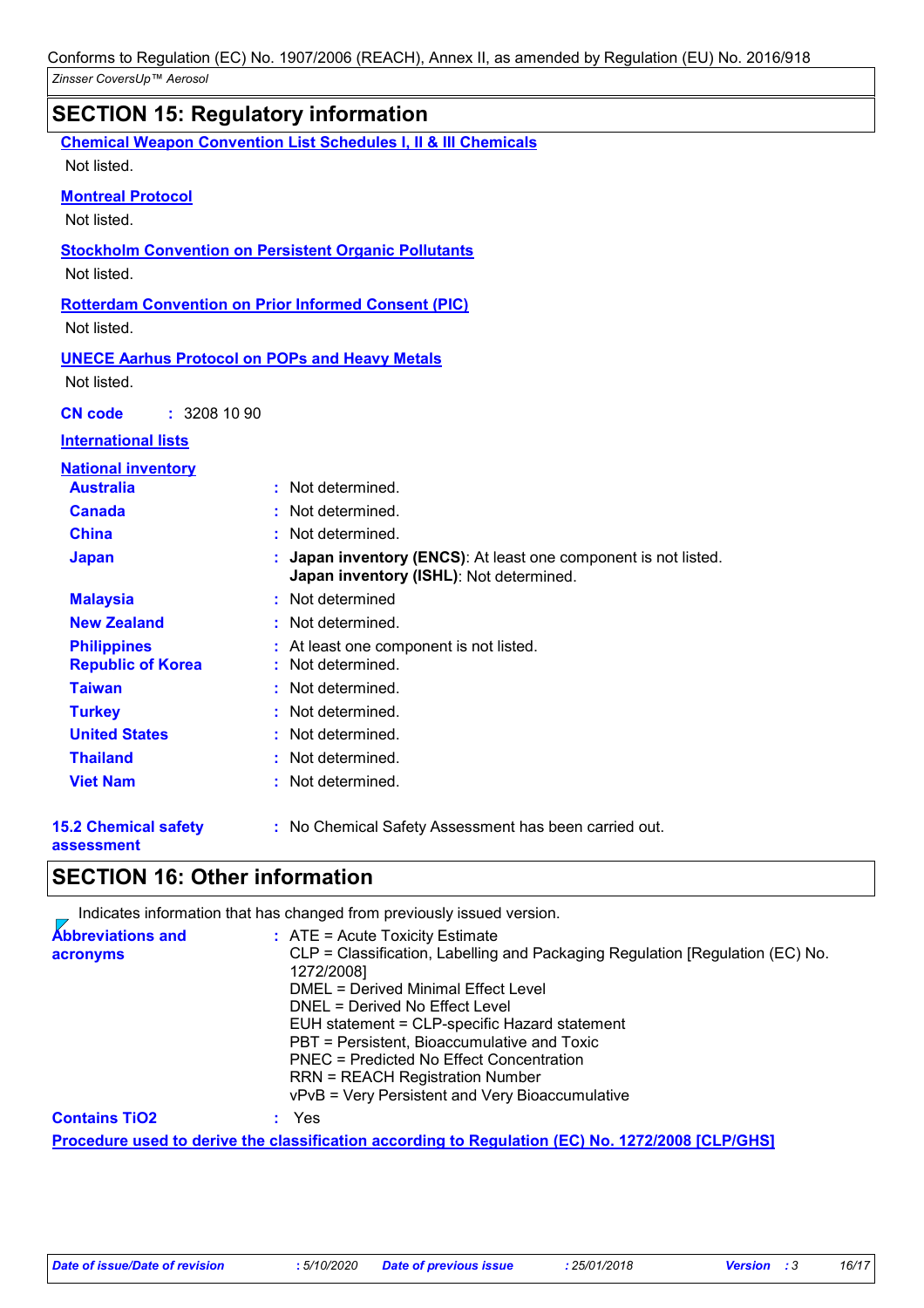## SECTION 15: Regulatory information

**Chemical Weapon Convention List Schedules I, II & III Chemicals**

Not listed.

**Montreal Protocol**

Not listed.

**Stockholm Convention on Persistent Organic Pollutants**

Not listed.

**Rotterdam Convention on Prior Informed Consent (PIC)**

Not listed.

**UNECE Aarhus Protocol on POPs and Heavy Metals**

Not listed.

**CN code** : 3208 10 90

**International lists**

**National inventory**

| | |
|---|---|
| **Australia** | : Not determined. |
| **Canada** | : Not determined. |
| **China** | : Not determined. |
| **Japan** | : **Japan inventory (ENCS)**: At least one component is not listed. **Japan inventory (ISHL)**: Not determined. |
| **Malaysia** | : Not determined |
| **New Zealand** | : Not determined. |
| **Philippines** | : At least one component is not listed. |
| **Republic of Korea** | : Not determined. |
| **Taiwan** | : Not determined. |
| **Turkey** | : Not determined. |
| **United States** | : Not determined. |
| **Thailand** | : Not determined. |
| **Viet Nam** | : Not determined. |

**15.2 Chemical safety assessment** : No Chemical Safety Assessment has been carried out.

## SECTION 16: Other information

Indicates information that has changed from previously issued version.

**Abbreviations and acronyms** :
ATE = Acute Toxicity Estimate
CLP = Classification, Labelling and Packaging Regulation [Regulation (EC) No. 1272/2008]
DMEL = Derived Minimal Effect Level
DNEL = Derived No Effect Level
EUH statement = CLP-specific Hazard statement
PBT = Persistent, Bioaccumulative and Toxic
PNEC = Predicted No Effect Concentration
RRN = REACH Registration Number
vPvB = Very Persistent and Very Bioaccumulative

**Contains $TiO_2$** : Yes

**Procedure used to derive the classification according to Regulation (EC) No. 1272/2008 [CLP/GHS]**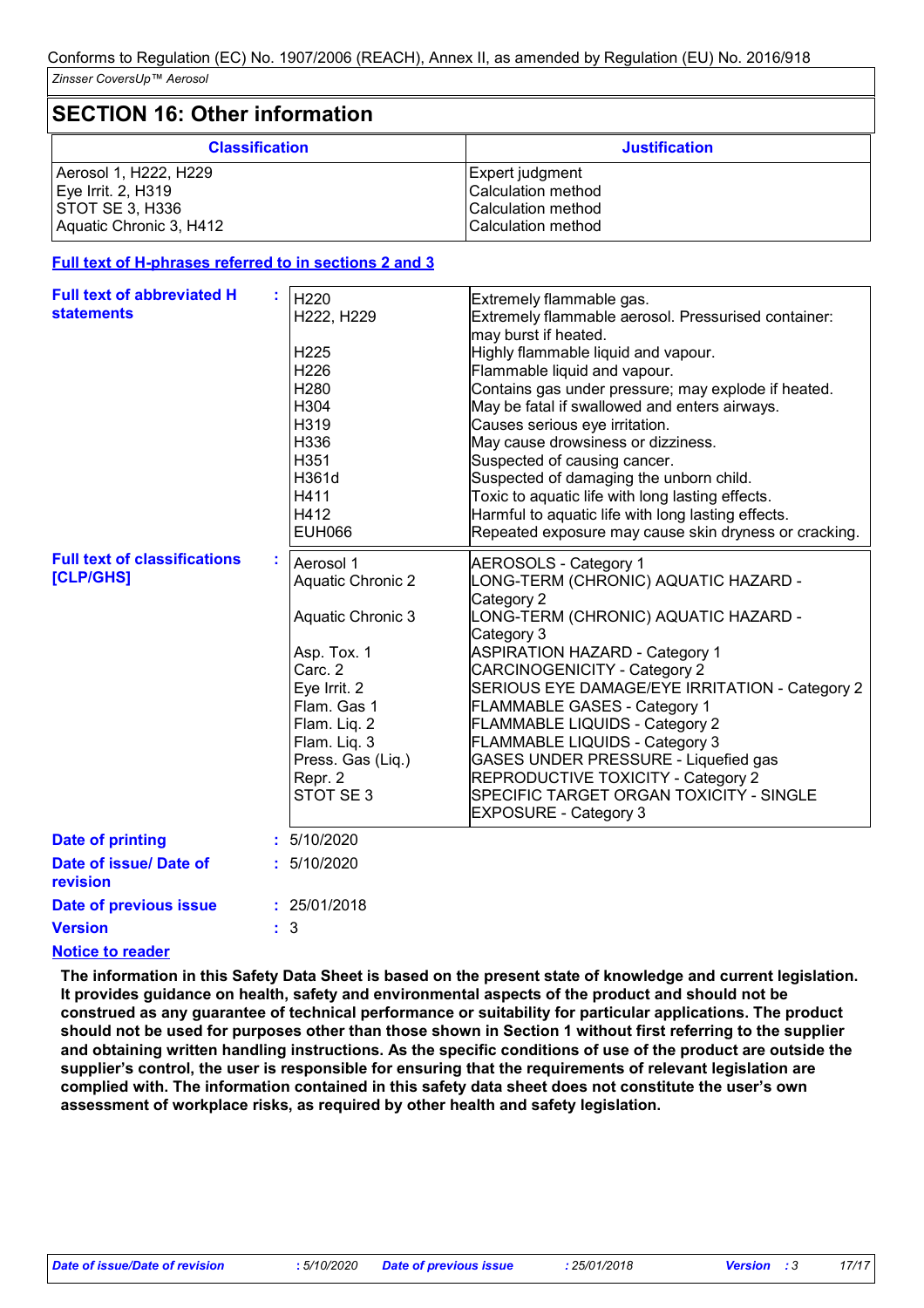## SECTION 16: Other information

| Classification | Justification |
|---|---|
| Aerosol 1, H222, H229 | Expert judgment |
| Eye Irrit. 2, H319 | Calculation method |
| STOT SE 3, H336 | Calculation method |
| Aquatic Chronic 3, H412 | Calculation method |

**Full text of H-phrases referred to in sections 2 and 3**

**Full text of abbreviated H statements** :

| | |
|---|---|
| H220 | Extremely flammable gas. |
| H222, H229 | Extremely flammable aerosol. Pressurised container: may burst if heated. |
| H225 | Highly flammable liquid and vapour. |
| H226 | Flammable liquid and vapour. |
| H280 | Contains gas under pressure; may explode if heated. |
| H304 | May be fatal if swallowed and enters airways. |
| H319 | Causes serious eye irritation. |
| H336 | May cause drowsiness or dizziness. |
| H351 | Suspected of causing cancer. |
| H361d | Suspected of damaging the unborn child. |
| H411 | Toxic to aquatic life with long lasting effects. |
| H412 | Harmful to aquatic life with long lasting effects. |
| EUH066 | Repeated exposure may cause skin dryness or cracking. |

**Full text of classifications [CLP/GHS]** :

| | |
|---|---|
| Aerosol 1 | AEROSOLS - Category 1 |
| Aquatic Chronic 2 | LONG-TERM (CHRONIC) AQUATIC HAZARD - Category 2 |
| Aquatic Chronic 3 | LONG-TERM (CHRONIC) AQUATIC HAZARD - Category 3 |
| Asp. Tox. 1 | ASPIRATION HAZARD - Category 1 |
| Carc. 2 | CARCINOGENICITY - Category 2 |
| Eye Irrit. 2 | SERIOUS EYE DAMAGE/EYE IRRITATION - Category 2 |
| Flam. Gas 1 | FLAMMABLE GASES - Category 1 |
| Flam. Liq. 2 | FLAMMABLE LIQUIDS - Category 2 |
| Flam. Liq. 3 | FLAMMABLE LIQUIDS - Category 3 |
| Press. Gas (Liq.) | GASES UNDER PRESSURE - Liquefied gas |
| Repr. 2 | REPRODUCTIVE TOXICITY - Category 2 |
| STOT SE 3 | SPECIFIC TARGET ORGAN TOXICITY - SINGLE EXPOSURE - Category 3 |

**Date of printing** : 5/10/2020

**Date of issue/ Date of revision** : 5/10/2020

**Date of previous issue** : 25/01/2018

**Version** : 3

**Notice to reader**

**The information in this Safety Data Sheet is based on the present state of knowledge and current legislation. It provides guidance on health, safety and environmental aspects of the product and should not be construed as any guarantee of technical performance or suitability for particular applications. The product should not be used for purposes other than those shown in Section 1 without first referring to the supplier and obtaining written handling instructions. As the specific conditions of use of the product are outside the supplier's control, the user is responsible for ensuring that the requirements of relevant legislation are complied with. The information contained in this safety data sheet does not constitute the user's own assessment of workplace risks, as required by other health and safety legislation.**